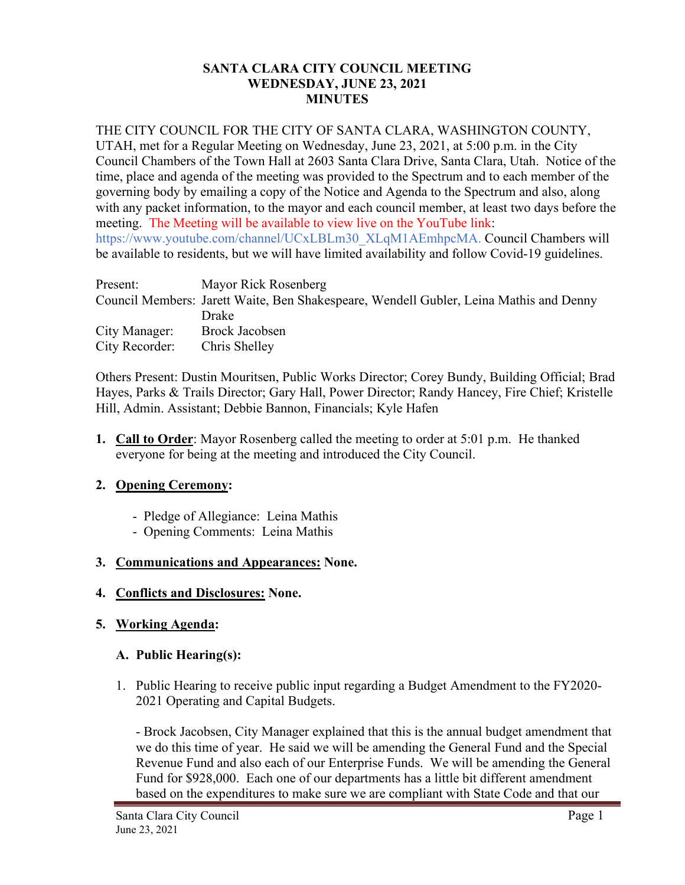# SANTA CLARA CITY COUNCIL MEETING
## WEDNESDAY, JUNE 23, 2021
## MINUTES

THE CITY COUNCIL FOR THE CITY OF SANTA CLARA, WASHINGTON COUNTY, UTAH, met for a Regular Meeting on Wednesday, June 23, 2021, at 5:00 p.m. in the City Council Chambers of the Town Hall at 2603 Santa Clara Drive, Santa Clara, Utah. Notice of the time, place and agenda of the meeting was provided to the Spectrum and to each member of the governing body by emailing a copy of the Notice and Agenda to the Spectrum and also, along with any packet information, to the mayor and each council member, at least two days before the meeting. The Meeting will be available to view live on the YouTube link: https://www.youtube.com/channel/UCxLBLm30_XLqM1AEmhpcMA. Council Chambers will be available to residents, but we will have limited availability and follow Covid-19 guidelines.

| | |
|---|---|
| Present: | Mayor Rick Rosenberg |
| Council Members: | Jarett Waite, Ben Shakespeare, Wendell Gubler, Leina Mathis and Denny Drake |
| City Manager: | Brock Jacobsen |
| City Recorder: | Chris Shelley |

Others Present: Dustin Mouritsen, Public Works Director; Corey Bundy, Building Official; Brad Hayes, Parks & Trails Director; Gary Hall, Power Director; Randy Hancey, Fire Chief; Kristelle Hill, Admin. Assistant; Debbie Bannon, Financials; Kyle Hafen

1. **Call to Order**: Mayor Rosenberg called the meeting to order at 5:01 p.m. He thanked everyone for being at the meeting and introduced the City Council.

2. **Opening Ceremony:**

   - Pledge of Allegiance: Leina Mathis
   - Opening Comments: Leina Mathis

3. **Communications and Appearances: None.**

4. **Conflicts and Disclosures: None.**

5. **Working Agenda:**

   **A. Public Hearing(s):**

   1. Public Hearing to receive public input regarding a Budget Amendment to the FY2020-2021 Operating and Capital Budgets.

      - Brock Jacobsen, City Manager explained that this is the annual budget amendment that we do this time of year. He said we will be amending the General Fund and the Special Revenue Fund and also each of our Enterprise Funds. We will be amending the General Fund for $928,000. Each one of our departments has a little bit different amendment based on the expenditures to make sure we are compliant with State Code and that our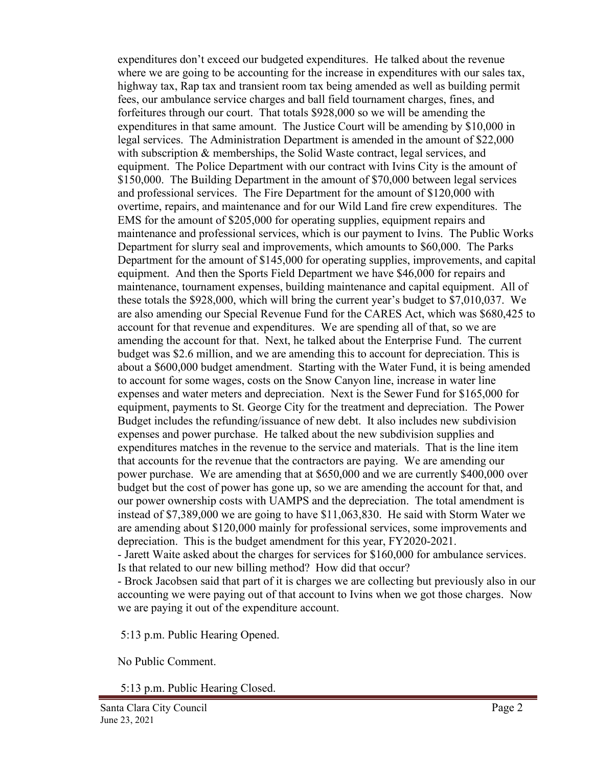expenditures don't exceed our budgeted expenditures. He talked about the revenue where we are going to be accounting for the increase in expenditures with our sales tax, highway tax, Rap tax and transient room tax being amended as well as building permit fees, our ambulance service charges and ball field tournament charges, fines, and forfeitures through our court. That totals $928,000 so we will be amending the expenditures in that same amount. The Justice Court will be amending by $10,000 in legal services. The Administration Department is amended in the amount of $22,000 with subscription & memberships, the Solid Waste contract, legal services, and equipment. The Police Department with our contract with Ivins City is the amount of $150,000. The Building Department in the amount of $70,000 between legal services and professional services. The Fire Department for the amount of $120,000 with overtime, repairs, and maintenance and for our Wild Land fire crew expenditures. The EMS for the amount of $205,000 for operating supplies, equipment repairs and maintenance and professional services, which is our payment to Ivins. The Public Works Department for slurry seal and improvements, which amounts to $60,000. The Parks Department for the amount of $145,000 for operating supplies, improvements, and capital equipment. And then the Sports Field Department we have $46,000 for repairs and maintenance, tournament expenses, building maintenance and capital equipment. All of these totals the $928,000, which will bring the current year's budget to $7,010,037. We are also amending our Special Revenue Fund for the CARES Act, which was $680,425 to account for that revenue and expenditures. We are spending all of that, so we are amending the account for that. Next, he talked about the Enterprise Fund. The current budget was $2.6 million, and we are amending this to account for depreciation. This is about a $600,000 budget amendment. Starting with the Water Fund, it is being amended to account for some wages, costs on the Snow Canyon line, increase in water line expenses and water meters and depreciation. Next is the Sewer Fund for $165,000 for equipment, payments to St. George City for the treatment and depreciation. The Power Budget includes the refunding/issuance of new debt. It also includes new subdivision expenses and power purchase. He talked about the new subdivision supplies and expenditures matches in the revenue to the service and materials. That is the line item that accounts for the revenue that the contractors are paying. We are amending our power purchase. We are amending that at $650,000 and we are currently $400,000 over budget but the cost of power has gone up, so we are amending the account for that, and our power ownership costs with UAMPS and the depreciation. The total amendment is instead of $7,389,000 we are going to have $11,063,830. He said with Storm Water we are amending about $120,000 mainly for professional services, some improvements and depreciation. This is the budget amendment for this year, FY2020-2021.

- Jarett Waite asked about the charges for services for $160,000 for ambulance services. Is that related to our new billing method? How did that occur?
- Brock Jacobsen said that part of it is charges we are collecting but previously also in our accounting we were paying out of that account to Ivins when we got those charges. Now we are paying it out of the expenditure account.

5:13 p.m. Public Hearing Opened.

No Public Comment.

5:13 p.m. Public Hearing Closed.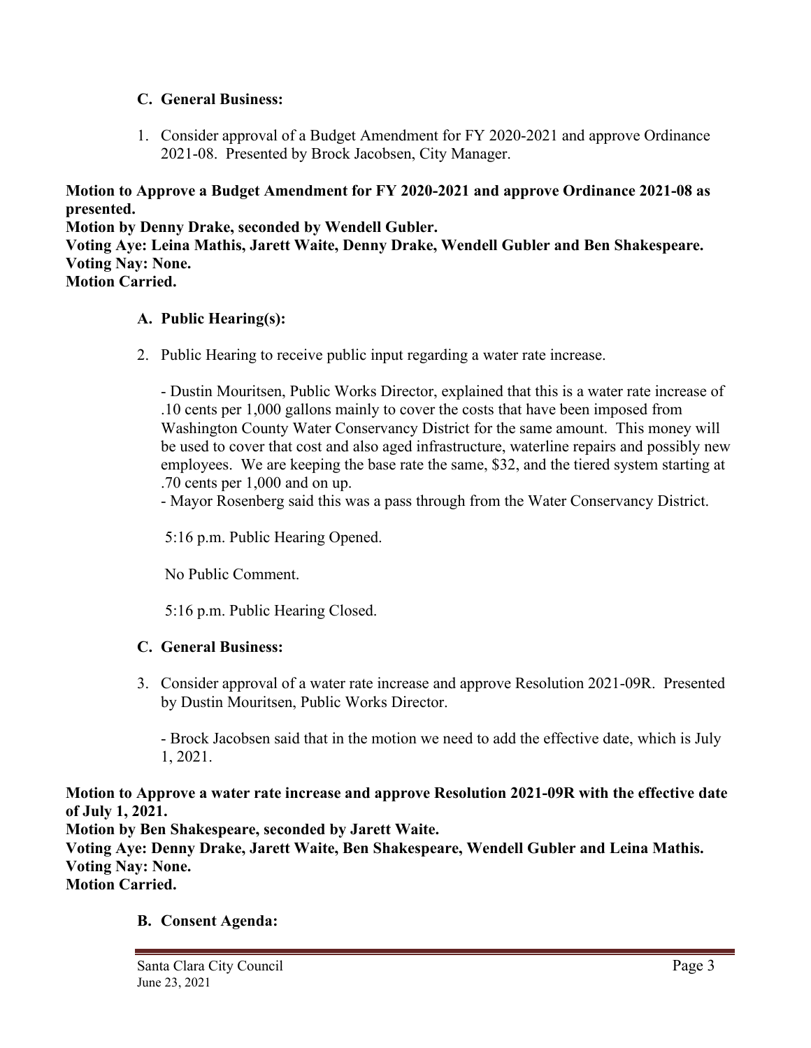### C. General Business:

1. Consider approval of a Budget Amendment for FY 2020-2021 and approve Ordinance 2021-08. Presented by Brock Jacobsen, City Manager.

**Motion to Approve a Budget Amendment for FY 2020-2021 and approve Ordinance 2021-08 as presented.**
**Motion by Denny Drake, seconded by Wendell Gubler.**
**Voting Aye: Leina Mathis, Jarett Waite, Denny Drake, Wendell Gubler and Ben Shakespeare.**
**Voting Nay: None.**
**Motion Carried.**

### A. Public Hearing(s):

2. Public Hearing to receive public input regarding a water rate increase.

   - Dustin Mouritsen, Public Works Director, explained that this is a water rate increase of .10 cents per 1,000 gallons mainly to cover the costs that have been imposed from Washington County Water Conservancy District for the same amount. This money will be used to cover that cost and also aged infrastructure, waterline repairs and possibly new employees. We are keeping the base rate the same, $32, and the tiered system starting at .70 cents per 1,000 and on up.
   - Mayor Rosenberg said this was a pass through from the Water Conservancy District.

   5:16 p.m. Public Hearing Opened.

   No Public Comment.

   5:16 p.m. Public Hearing Closed.

### C. General Business:

3. Consider approval of a water rate increase and approve Resolution 2021-09R. Presented by Dustin Mouritsen, Public Works Director.

   - Brock Jacobsen said that in the motion we need to add the effective date, which is July 1, 2021.

**Motion to Approve a water rate increase and approve Resolution 2021-09R with the effective date of July 1, 2021.**
**Motion by Ben Shakespeare, seconded by Jarett Waite.**
**Voting Aye: Denny Drake, Jarett Waite, Ben Shakespeare, Wendell Gubler and Leina Mathis.**
**Voting Nay: None.**
**Motion Carried.**

### B. Consent Agenda: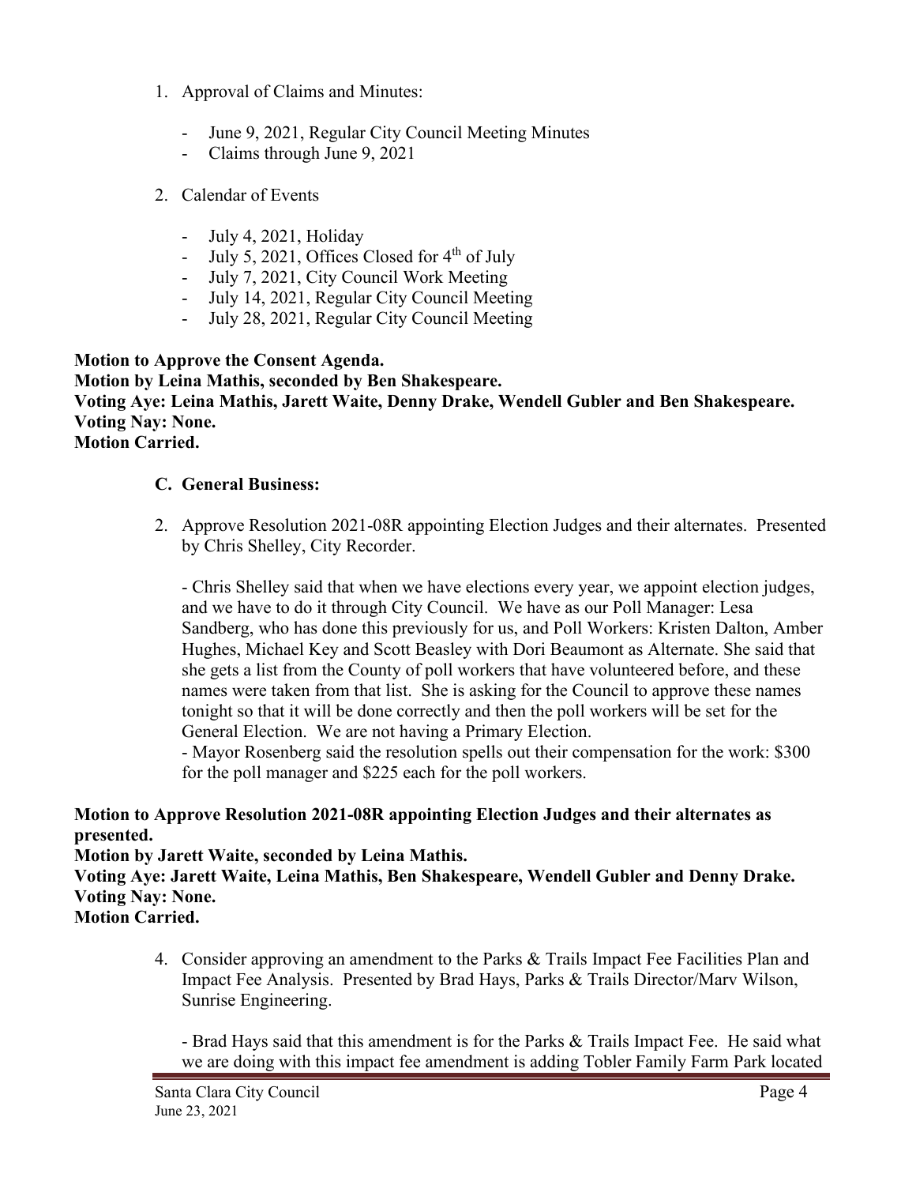1. Approval of Claims and Minutes:

   - June 9, 2021, Regular City Council Meeting Minutes
   - Claims through June 9, 2021

2. Calendar of Events

   - July 4, 2021, Holiday
   - July 5, 2021, Offices Closed for 4th of July
   - July 7, 2021, City Council Work Meeting
   - July 14, 2021, Regular City Council Meeting
   - July 28, 2021, Regular City Council Meeting

**Motion to Approve the Consent Agenda.**
**Motion by Leina Mathis, seconded by Ben Shakespeare.**
**Voting Aye: Leina Mathis, Jarett Waite, Denny Drake, Wendell Gubler and Ben Shakespeare.**
**Voting Nay: None.**
**Motion Carried.**

### C. General Business:

2. Approve Resolution 2021-08R appointing Election Judges and their alternates. Presented by Chris Shelley, City Recorder.

   - Chris Shelley said that when we have elections every year, we appoint election judges, and we have to do it through City Council. We have as our Poll Manager: Lesa Sandberg, who has done this previously for us, and Poll Workers: Kristen Dalton, Amber Hughes, Michael Key and Scott Beasley with Dori Beaumont as Alternate. She said that she gets a list from the County of poll workers that have volunteered before, and these names were taken from that list. She is asking for the Council to approve these names tonight so that it will be done correctly and then the poll workers will be set for the General Election. We are not having a Primary Election.
   - Mayor Rosenberg said the resolution spells out their compensation for the work: $300 for the poll manager and $225 each for the poll workers.

**Motion to Approve Resolution 2021-08R appointing Election Judges and their alternates as presented.**
**Motion by Jarett Waite, seconded by Leina Mathis.**
**Voting Aye: Jarett Waite, Leina Mathis, Ben Shakespeare, Wendell Gubler and Denny Drake.**
**Voting Nay: None.**
**Motion Carried.**

4. Consider approving an amendment to the Parks & Trails Impact Fee Facilities Plan and Impact Fee Analysis. Presented by Brad Hays, Parks & Trails Director/Marv Wilson, Sunrise Engineering.

   - Brad Hays said that this amendment is for the Parks & Trails Impact Fee. He said what we are doing with this impact fee amendment is adding Tobler Family Farm Park located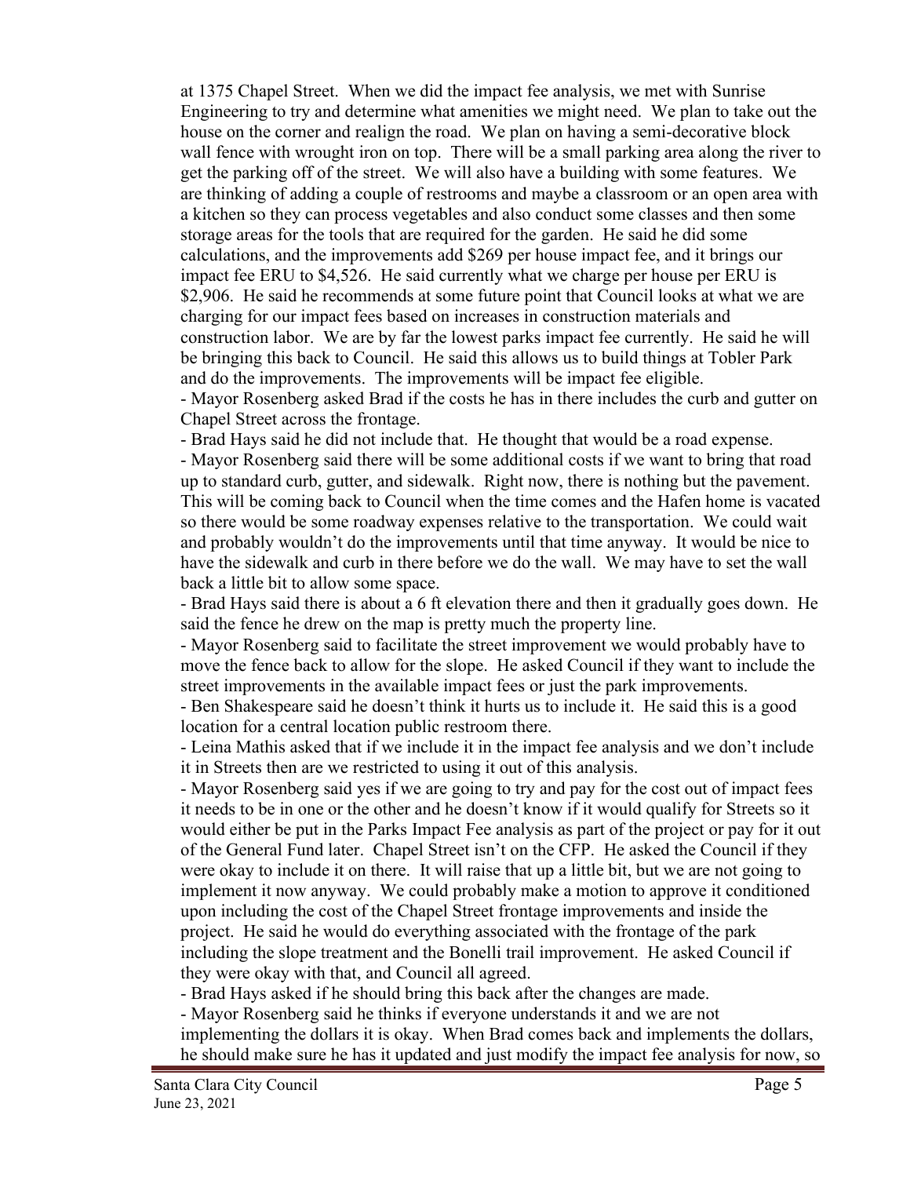at 1375 Chapel Street. When we did the impact fee analysis, we met with Sunrise Engineering to try and determine what amenities we might need. We plan to take out the house on the corner and realign the road. We plan on having a semi-decorative block wall fence with wrought iron on top. There will be a small parking area along the river to get the parking off of the street. We will also have a building with some features. We are thinking of adding a couple of restrooms and maybe a classroom or an open area with a kitchen so they can process vegetables and also conduct some classes and then some storage areas for the tools that are required for the garden. He said he did some calculations, and the improvements add $269 per house impact fee, and it brings our impact fee ERU to $4,526. He said currently what we charge per house per ERU is $2,906. He said he recommends at some future point that Council looks at what we are charging for our impact fees based on increases in construction materials and construction labor. We are by far the lowest parks impact fee currently. He said he will be bringing this back to Council. He said this allows us to build things at Tobler Park and do the improvements. The improvements will be impact fee eligible.

- Mayor Rosenberg asked Brad if the costs he has in there includes the curb and gutter on Chapel Street across the frontage.
- Brad Hays said he did not include that. He thought that would be a road expense.
- Mayor Rosenberg said there will be some additional costs if we want to bring that road up to standard curb, gutter, and sidewalk. Right now, there is nothing but the pavement. This will be coming back to Council when the time comes and the Hafen home is vacated so there would be some roadway expenses relative to the transportation. We could wait and probably wouldn't do the improvements until that time anyway. It would be nice to have the sidewalk and curb in there before we do the wall. We may have to set the wall back a little bit to allow some space.
- Brad Hays said there is about a 6 ft elevation there and then it gradually goes down. He said the fence he drew on the map is pretty much the property line.
- Mayor Rosenberg said to facilitate the street improvement we would probably have to move the fence back to allow for the slope. He asked Council if they want to include the street improvements in the available impact fees or just the park improvements.
- Ben Shakespeare said he doesn't think it hurts us to include it. He said this is a good location for a central location public restroom there.
- Leina Mathis asked that if we include it in the impact fee analysis and we don't include it in Streets then are we restricted to using it out of this analysis.
- Mayor Rosenberg said yes if we are going to try and pay for the cost out of impact fees it needs to be in one or the other and he doesn't know if it would qualify for Streets so it would either be put in the Parks Impact Fee analysis as part of the project or pay for it out of the General Fund later. Chapel Street isn't on the CFP. He asked the Council if they were okay to include it on there. It will raise that up a little bit, but we are not going to implement it now anyway. We could probably make a motion to approve it conditioned upon including the cost of the Chapel Street frontage improvements and inside the project. He said he would do everything associated with the frontage of the park including the slope treatment and the Bonelli trail improvement. He asked Council if they were okay with that, and Council all agreed.
- Brad Hays asked if he should bring this back after the changes are made.
- Mayor Rosenberg said he thinks if everyone understands it and we are not implementing the dollars it is okay. When Brad comes back and implements the dollars, he should make sure he has it updated and just modify the impact fee analysis for now, so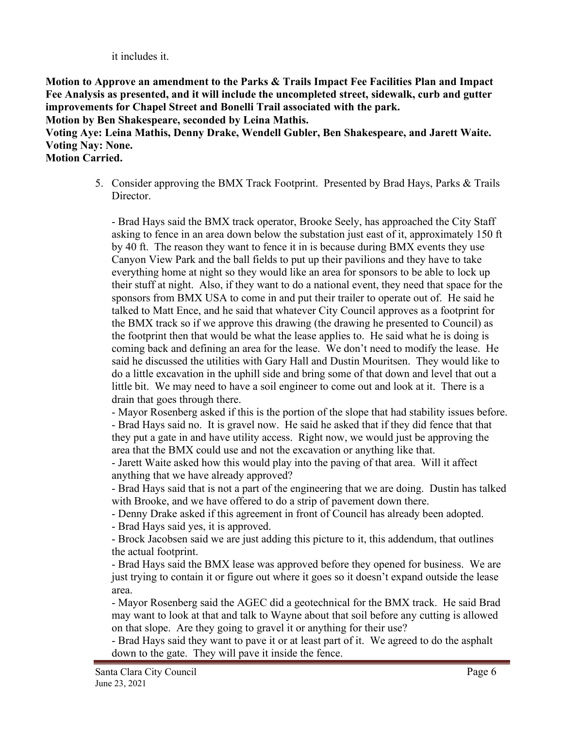it includes it.

**Motion to Approve an amendment to the Parks & Trails Impact Fee Facilities Plan and Impact Fee Analysis as presented, and it will include the uncompleted street, sidewalk, curb and gutter improvements for Chapel Street and Bonelli Trail associated with the park.**
**Motion by Ben Shakespeare, seconded by Leina Mathis.**
**Voting Aye: Leina Mathis, Denny Drake, Wendell Gubler, Ben Shakespeare, and Jarett Waite.**
**Voting Nay: None.**
**Motion Carried.**

5. Consider approving the BMX Track Footprint. Presented by Brad Hays, Parks & Trails Director.

   - Brad Hays said the BMX track operator, Brooke Seely, has approached the City Staff asking to fence in an area down below the substation just east of it, approximately 150 ft by 40 ft. The reason they want to fence it in is because during BMX events they use Canyon View Park and the ball fields to put up their pavilions and they have to take everything home at night so they would like an area for sponsors to be able to lock up their stuff at night. Also, if they want to do a national event, they need that space for the sponsors from BMX USA to come in and put their trailer to operate out of. He said he talked to Matt Ence, and he said that whatever City Council approves as a footprint for the BMX track so if we approve this drawing (the drawing he presented to Council) as the footprint then that would be what the lease applies to. He said what he is doing is coming back and defining an area for the lease. We don't need to modify the lease. He said he discussed the utilities with Gary Hall and Dustin Mouritsen. They would like to do a little excavation in the uphill side and bring some of that down and level that out a little bit. We may need to have a soil engineer to come out and look at it. There is a drain that goes through there.
   - Mayor Rosenberg asked if this is the portion of the slope that had stability issues before.
   - Brad Hays said no. It is gravel now. He said he asked that if they did fence that that they put a gate in and have utility access. Right now, we would just be approving the area that the BMX could use and not the excavation or anything like that.
   - Jarett Waite asked how this would play into the paving of that area. Will it affect anything that we have already approved?
   - Brad Hays said that is not a part of the engineering that we are doing. Dustin has talked with Brooke, and we have offered to do a strip of pavement down there.
   - Denny Drake asked if this agreement in front of Council has already been adopted.
   - Brad Hays said yes, it is approved.
   - Brock Jacobsen said we are just adding this picture to it, this addendum, that outlines the actual footprint.
   - Brad Hays said the BMX lease was approved before they opened for business. We are just trying to contain it or figure out where it goes so it doesn't expand outside the lease area.
   - Mayor Rosenberg said the AGEC did a geotechnical for the BMX track. He said Brad may want to look at that and talk to Wayne about that soil before any cutting is allowed on that slope. Are they going to gravel it or anything for their use?
   - Brad Hays said they want to pave it or at least part of it. We agreed to do the asphalt down to the gate. They will pave it inside the fence.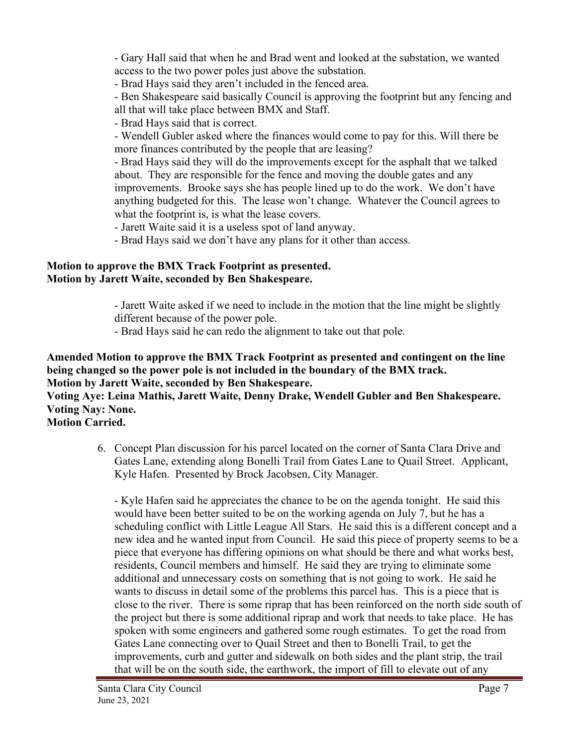- Gary Hall said that when he and Brad went and looked at the substation, we wanted access to the two power poles just above the substation.
- Brad Hays said they aren't included in the fenced area.
- Ben Shakespeare said basically Council is approving the footprint but any fencing and all that will take place between BMX and Staff.
- Brad Hays said that is correct.
- Wendell Gubler asked where the finances would come to pay for this. Will there be more finances contributed by the people that are leasing?
- Brad Hays said they will do the improvements except for the asphalt that we talked about. They are responsible for the fence and moving the double gates and any improvements. Brooke says she has people lined up to do the work. We don't have anything budgeted for this. The lease won't change. Whatever the Council agrees to what the footprint is, is what the lease covers.
- Jarett Waite said it is a useless spot of land anyway.
- Brad Hays said we don't have any plans for it other than access.

**Motion to approve the BMX Track Footprint as presented.**
**Motion by Jarett Waite, seconded by Ben Shakespeare.**

- Jarett Waite asked if we need to include in the motion that the line might be slightly different because of the power pole.
- Brad Hays said he can redo the alignment to take out that pole.

**Amended Motion to approve the BMX Track Footprint as presented and contingent on the line being changed so the power pole is not included in the boundary of the BMX track.**
**Motion by Jarett Waite, seconded by Ben Shakespeare.**
**Voting Aye: Leina Mathis, Jarett Waite, Denny Drake, Wendell Gubler and Ben Shakespeare.**
**Voting Nay: None.**
**Motion Carried.**

6. Concept Plan discussion for his parcel located on the corner of Santa Clara Drive and Gates Lane, extending along Bonelli Trail from Gates Lane to Quail Street. Applicant, Kyle Hafen. Presented by Brock Jacobsen, City Manager.

   - Kyle Hafen said he appreciates the chance to be on the agenda tonight. He said this would have been better suited to be on the working agenda on July 7, but he has a scheduling conflict with Little League All Stars. He said this is a different concept and a new idea and he wanted input from Council. He said this piece of property seems to be a piece that everyone has differing opinions on what should be there and what works best, residents, Council members and himself. He said they are trying to eliminate some additional and unnecessary costs on something that is not going to work. He said he wants to discuss in detail some of the problems this parcel has. This is a piece that is close to the river. There is some riprap that has been reinforced on the north side south of the project but there is some additional riprap and work that needs to take place. He has spoken with some engineers and gathered some rough estimates. To get the road from Gates Lane connecting over to Quail Street and then to Bonelli Trail, to get the improvements, curb and gutter and sidewalk on both sides and the plant strip, the trail that will be on the south side, the earthwork, the import of fill to elevate out of any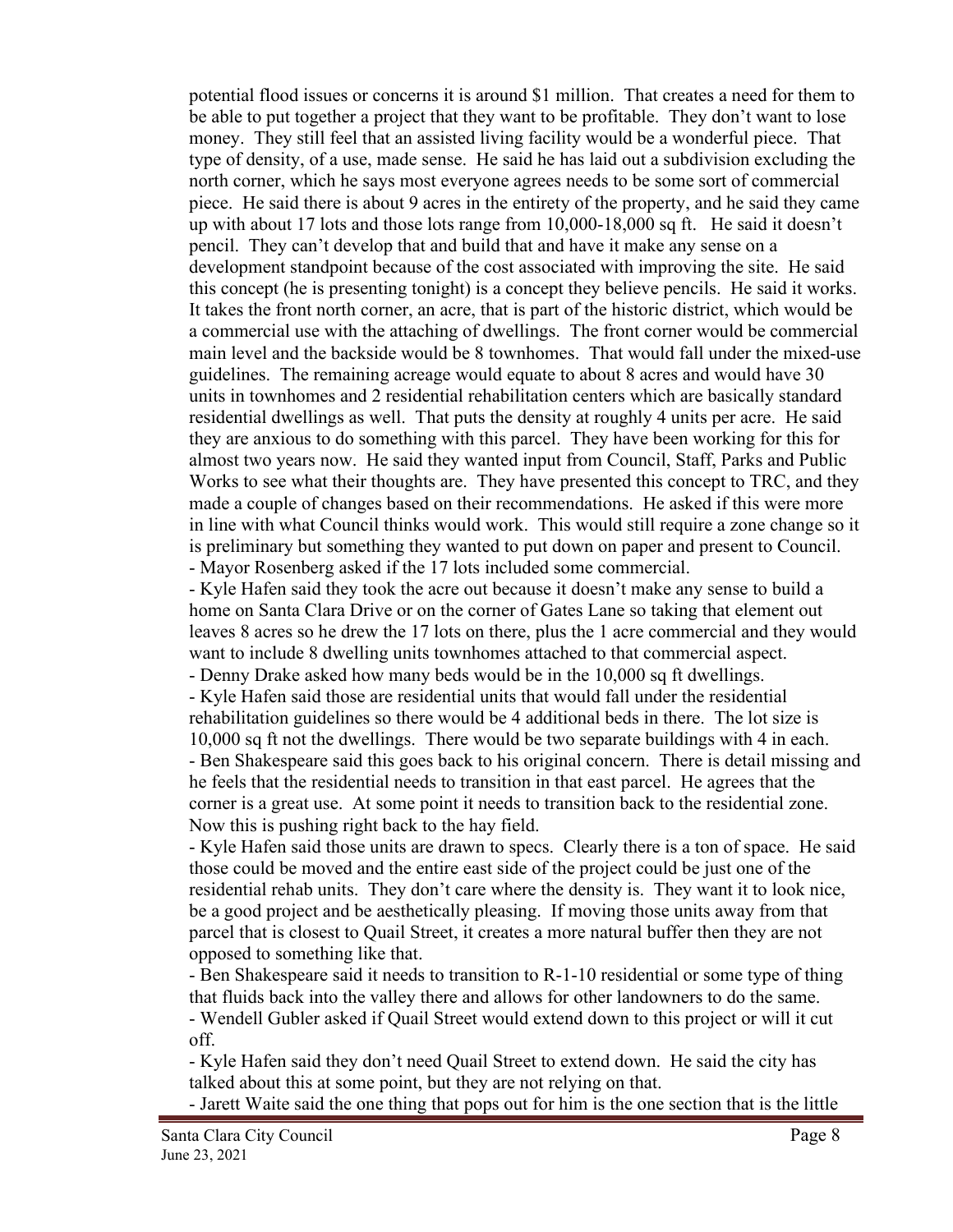potential flood issues or concerns it is around $1 million. That creates a need for them to be able to put together a project that they want to be profitable. They don't want to lose money. They still feel that an assisted living facility would be a wonderful piece. That type of density, of a use, made sense. He said he has laid out a subdivision excluding the north corner, which he says most everyone agrees needs to be some sort of commercial piece. He said there is about 9 acres in the entirety of the property, and he said they came up with about 17 lots and those lots range from 10,000-18,000 sq ft. He said it doesn't pencil. They can't develop that and build that and have it make any sense on a development standpoint because of the cost associated with improving the site. He said this concept (he is presenting tonight) is a concept they believe pencils. He said it works. It takes the front north corner, an acre, that is part of the historic district, which would be a commercial use with the attaching of dwellings. The front corner would be commercial main level and the backside would be 8 townhomes. That would fall under the mixed-use guidelines. The remaining acreage would equate to about 8 acres and would have 30 units in townhomes and 2 residential rehabilitation centers which are basically standard residential dwellings as well. That puts the density at roughly 4 units per acre. He said they are anxious to do something with this parcel. They have been working for this for almost two years now. He said they wanted input from Council, Staff, Parks and Public Works to see what their thoughts are. They have presented this concept to TRC, and they made a couple of changes based on their recommendations. He asked if this were more in line with what Council thinks would work. This would still require a zone change so it is preliminary but something they wanted to put down on paper and present to Council.

- Mayor Rosenberg asked if the 17 lots included some commercial.
- Kyle Hafen said they took the acre out because it doesn't make any sense to build a home on Santa Clara Drive or on the corner of Gates Lane so taking that element out leaves 8 acres so he drew the 17 lots on there, plus the 1 acre commercial and they would want to include 8 dwelling units townhomes attached to that commercial aspect.
- Denny Drake asked how many beds would be in the 10,000 sq ft dwellings.
- Kyle Hafen said those are residential units that would fall under the residential rehabilitation guidelines so there would be 4 additional beds in there. The lot size is 10,000 sq ft not the dwellings. There would be two separate buildings with 4 in each.
- Ben Shakespeare said this goes back to his original concern. There is detail missing and he feels that the residential needs to transition in that east parcel. He agrees that the corner is a great use. At some point it needs to transition back to the residential zone. Now this is pushing right back to the hay field.
- Kyle Hafen said those units are drawn to specs. Clearly there is a ton of space. He said those could be moved and the entire east side of the project could be just one of the residential rehab units. They don't care where the density is. They want it to look nice, be a good project and be aesthetically pleasing. If moving those units away from that parcel that is closest to Quail Street, it creates a more natural buffer then they are not opposed to something like that.
- Ben Shakespeare said it needs to transition to R-1-10 residential or some type of thing that fluids back into the valley there and allows for other landowners to do the same.
- Wendell Gubler asked if Quail Street would extend down to this project or will it cut off.
- Kyle Hafen said they don't need Quail Street to extend down. He said the city has talked about this at some point, but they are not relying on that.
- Jarett Waite said the one thing that pops out for him is the one section that is the little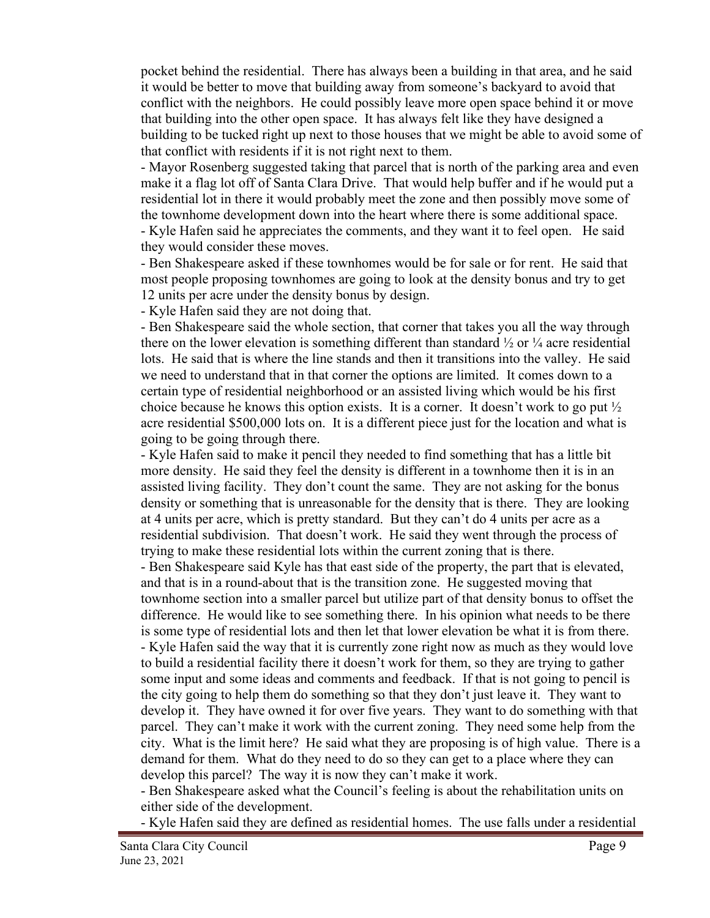pocket behind the residential. There has always been a building in that area, and he said it would be better to move that building away from someone's backyard to avoid that conflict with the neighbors. He could possibly leave more open space behind it or move that building into the other open space. It has always felt like they have designed a building to be tucked right up next to those houses that we might be able to avoid some of that conflict with residents if it is not right next to them.

- Mayor Rosenberg suggested taking that parcel that is north of the parking area and even make it a flag lot off of Santa Clara Drive. That would help buffer and if he would put a residential lot in there it would probably meet the zone and then possibly move some of the townhome development down into the heart where there is some additional space.
- Kyle Hafen said he appreciates the comments, and they want it to feel open. He said they would consider these moves.
- Ben Shakespeare asked if these townhomes would be for sale or for rent. He said that most people proposing townhomes are going to look at the density bonus and try to get 12 units per acre under the density bonus by design.
- Kyle Hafen said they are not doing that.
- Ben Shakespeare said the whole section, that corner that takes you all the way through there on the lower elevation is something different than standard ½ or ¼ acre residential lots. He said that is where the line stands and then it transitions into the valley. He said we need to understand that in that corner the options are limited. It comes down to a certain type of residential neighborhood or an assisted living which would be his first choice because he knows this option exists. It is a corner. It doesn't work to go put ½ acre residential $500,000 lots on. It is a different piece just for the location and what is going to be going through there.
- Kyle Hafen said to make it pencil they needed to find something that has a little bit more density. He said they feel the density is different in a townhome then it is in an assisted living facility. They don't count the same. They are not asking for the bonus density or something that is unreasonable for the density that is there. They are looking at 4 units per acre, which is pretty standard. But they can't do 4 units per acre as a residential subdivision. That doesn't work. He said they went through the process of trying to make these residential lots within the current zoning that is there.
- Ben Shakespeare said Kyle has that east side of the property, the part that is elevated, and that is in a round-about that is the transition zone. He suggested moving that townhome section into a smaller parcel but utilize part of that density bonus to offset the difference. He would like to see something there. In his opinion what needs to be there is some type of residential lots and then let that lower elevation be what it is from there.
- Kyle Hafen said the way that it is currently zone right now as much as they would love to build a residential facility there it doesn't work for them, so they are trying to gather some input and some ideas and comments and feedback. If that is not going to pencil is the city going to help them do something so that they don't just leave it. They want to develop it. They have owned it for over five years. They want to do something with that parcel. They can't make it work with the current zoning. They need some help from the city. What is the limit here? He said what they are proposing is of high value. There is a demand for them. What do they need to do so they can get to a place where they can develop this parcel? The way it is now they can't make it work.
- Ben Shakespeare asked what the Council's feeling is about the rehabilitation units on either side of the development.
- Kyle Hafen said they are defined as residential homes. The use falls under a residential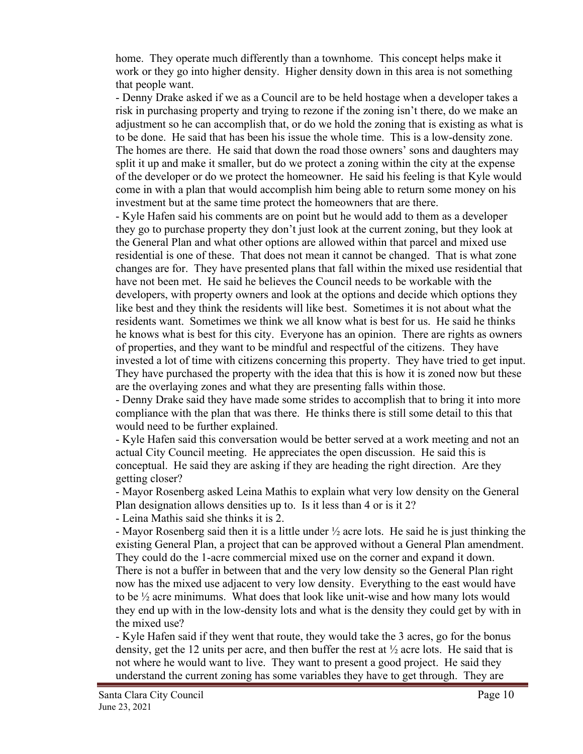home. They operate much differently than a townhome. This concept helps make it work or they go into higher density. Higher density down in this area is not something that people want.

- Denny Drake asked if we as a Council are to be held hostage when a developer takes a risk in purchasing property and trying to rezone if the zoning isn't there, do we make an adjustment so he can accomplish that, or do we hold the zoning that is existing as what is to be done. He said that has been his issue the whole time. This is a low-density zone. The homes are there. He said that down the road those owners' sons and daughters may split it up and make it smaller, but do we protect a zoning within the city at the expense of the developer or do we protect the homeowner. He said his feeling is that Kyle would come in with a plan that would accomplish him being able to return some money on his investment but at the same time protect the homeowners that are there.
- Kyle Hafen said his comments are on point but he would add to them as a developer they go to purchase property they don't just look at the current zoning, but they look at the General Plan and what other options are allowed within that parcel and mixed use residential is one of these. That does not mean it cannot be changed. That is what zone changes are for. They have presented plans that fall within the mixed use residential that have not been met. He said he believes the Council needs to be workable with the developers, with property owners and look at the options and decide which options they like best and they think the residents will like best. Sometimes it is not about what the residents want. Sometimes we think we all know what is best for us. He said he thinks he knows what is best for this city. Everyone has an opinion. There are rights as owners of properties, and they want to be mindful and respectful of the citizens. They have invested a lot of time with citizens concerning this property. They have tried to get input. They have purchased the property with the idea that this is how it is zoned now but these are the overlaying zones and what they are presenting falls within those.
- Denny Drake said they have made some strides to accomplish that to bring it into more compliance with the plan that was there. He thinks there is still some detail to this that would need to be further explained.
- Kyle Hafen said this conversation would be better served at a work meeting and not an actual City Council meeting. He appreciates the open discussion. He said this is conceptual. He said they are asking if they are heading the right direction. Are they getting closer?
- Mayor Rosenberg asked Leina Mathis to explain what very low density on the General Plan designation allows densities up to. Is it less than 4 or is it 2?
- Leina Mathis said she thinks it is 2.
- Mayor Rosenberg said then it is a little under ½ acre lots. He said he is just thinking the existing General Plan, a project that can be approved without a General Plan amendment. They could do the 1-acre commercial mixed use on the corner and expand it down. There is not a buffer in between that and the very low density so the General Plan right now has the mixed use adjacent to very low density. Everything to the east would have to be ½ acre minimums. What does that look like unit-wise and how many lots would they end up with in the low-density lots and what is the density they could get by with in the mixed use?
- Kyle Hafen said if they went that route, they would take the 3 acres, go for the bonus density, get the 12 units per acre, and then buffer the rest at ½ acre lots. He said that is not where he would want to live. They want to present a good project. He said they understand the current zoning has some variables they have to get through. They are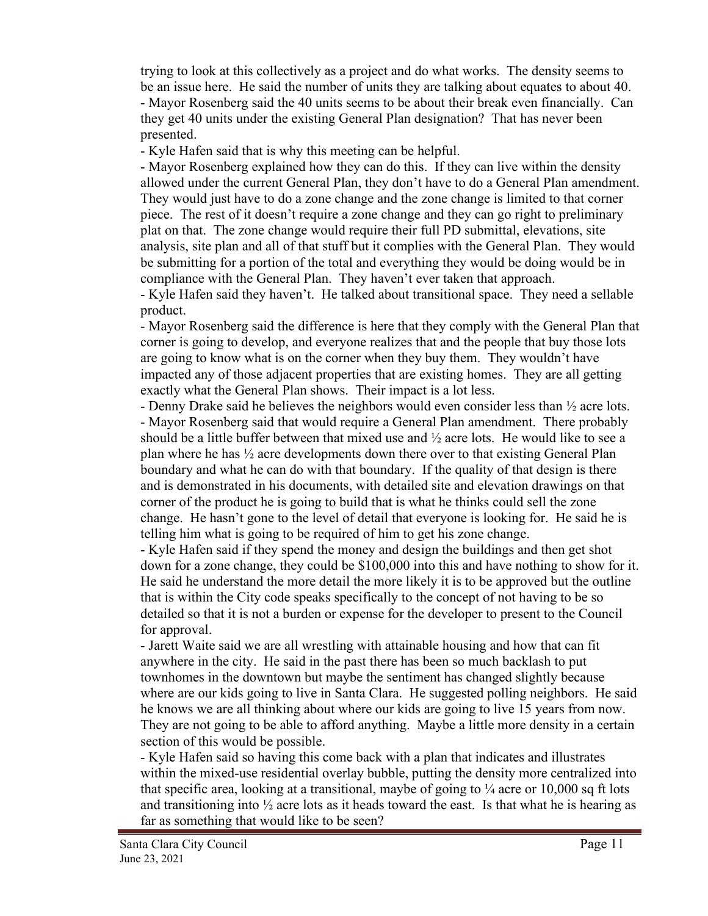trying to look at this collectively as a project and do what works. The density seems to be an issue here. He said the number of units they are talking about equates to about 40.

- Mayor Rosenberg said the 40 units seems to be about their break even financially. Can they get 40 units under the existing General Plan designation? That has never been presented.
- Kyle Hafen said that is why this meeting can be helpful.
- Mayor Rosenberg explained how they can do this. If they can live within the density allowed under the current General Plan, they don't have to do a General Plan amendment. They would just have to do a zone change and the zone change is limited to that corner piece. The rest of it doesn't require a zone change and they can go right to preliminary plat on that. The zone change would require their full PD submittal, elevations, site analysis, site plan and all of that stuff but it complies with the General Plan. They would be submitting for a portion of the total and everything they would be doing would be in compliance with the General Plan. They haven't ever taken that approach.
- Kyle Hafen said they haven't. He talked about transitional space. They need a sellable product.
- Mayor Rosenberg said the difference is here that they comply with the General Plan that corner is going to develop, and everyone realizes that and the people that buy those lots are going to know what is on the corner when they buy them. They wouldn't have impacted any of those adjacent properties that are existing homes. They are all getting exactly what the General Plan shows. Their impact is a lot less.
- Denny Drake said he believes the neighbors would even consider less than ½ acre lots.
- Mayor Rosenberg said that would require a General Plan amendment. There probably should be a little buffer between that mixed use and ½ acre lots. He would like to see a plan where he has ½ acre developments down there over to that existing General Plan boundary and what he can do with that boundary. If the quality of that design is there and is demonstrated in his documents, with detailed site and elevation drawings on that corner of the product he is going to build that is what he thinks could sell the zone change. He hasn't gone to the level of detail that everyone is looking for. He said he is telling him what is going to be required of him to get his zone change.
- Kyle Hafen said if they spend the money and design the buildings and then get shot down for a zone change, they could be $100,000 into this and have nothing to show for it. He said he understand the more detail the more likely it is to be approved but the outline that is within the City code speaks specifically to the concept of not having to be so detailed so that it is not a burden or expense for the developer to present to the Council for approval.
- Jarett Waite said we are all wrestling with attainable housing and how that can fit anywhere in the city. He said in the past there has been so much backlash to put townhomes in the downtown but maybe the sentiment has changed slightly because where are our kids going to live in Santa Clara. He suggested polling neighbors. He said he knows we are all thinking about where our kids are going to live 15 years from now. They are not going to be able to afford anything. Maybe a little more density in a certain section of this would be possible.
- Kyle Hafen said so having this come back with a plan that indicates and illustrates within the mixed-use residential overlay bubble, putting the density more centralized into that specific area, looking at a transitional, maybe of going to ¼ acre or 10,000 sq ft lots and transitioning into ½ acre lots as it heads toward the east. Is that what he is hearing as far as something that would like to be seen?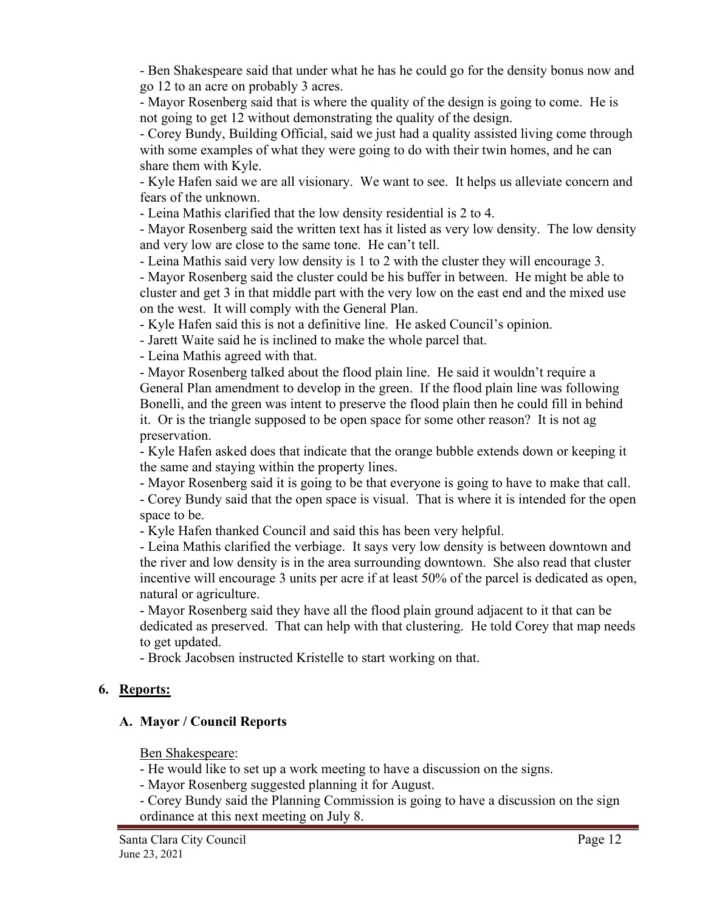- Ben Shakespeare said that under what he has he could go for the density bonus now and go 12 to an acre on probably 3 acres.
- Mayor Rosenberg said that is where the quality of the design is going to come. He is not going to get 12 without demonstrating the quality of the design.
- Corey Bundy, Building Official, said we just had a quality assisted living come through with some examples of what they were going to do with their twin homes, and he can share them with Kyle.
- Kyle Hafen said we are all visionary. We want to see. It helps us alleviate concern and fears of the unknown.
- Leina Mathis clarified that the low density residential is 2 to 4.
- Mayor Rosenberg said the written text has it listed as very low density. The low density and very low are close to the same tone. He can't tell.
- Leina Mathis said very low density is 1 to 2 with the cluster they will encourage 3.
- Mayor Rosenberg said the cluster could be his buffer in between. He might be able to cluster and get 3 in that middle part with the very low on the east end and the mixed use on the west. It will comply with the General Plan.
- Kyle Hafen said this is not a definitive line. He asked Council's opinion.
- Jarett Waite said he is inclined to make the whole parcel that.
- Leina Mathis agreed with that.
- Mayor Rosenberg talked about the flood plain line. He said it wouldn't require a General Plan amendment to develop in the green. If the flood plain line was following Bonelli, and the green was intent to preserve the flood plain then he could fill in behind it. Or is the triangle supposed to be open space for some other reason? It is not ag preservation.
- Kyle Hafen asked does that indicate that the orange bubble extends down or keeping it the same and staying within the property lines.
- Mayor Rosenberg said it is going to be that everyone is going to have to make that call.
- Corey Bundy said that the open space is visual. That is where it is intended for the open space to be.
- Kyle Hafen thanked Council and said this has been very helpful.
- Leina Mathis clarified the verbiage. It says very low density is between downtown and the river and low density is in the area surrounding downtown. She also read that cluster incentive will encourage 3 units per acre if at least 50% of the parcel is dedicated as open, natural or agriculture.
- Mayor Rosenberg said they have all the flood plain ground adjacent to it that can be dedicated as preserved. That can help with that clustering. He told Corey that map needs to get updated.
- Brock Jacobsen instructed Kristelle to start working on that.

## 6. Reports:

### A. Mayor / Council Reports

Ben Shakespeare:

- He would like to set up a work meeting to have a discussion on the signs.
- Mayor Rosenberg suggested planning it for August.
- Corey Bundy said the Planning Commission is going to have a discussion on the sign ordinance at this next meeting on July 8.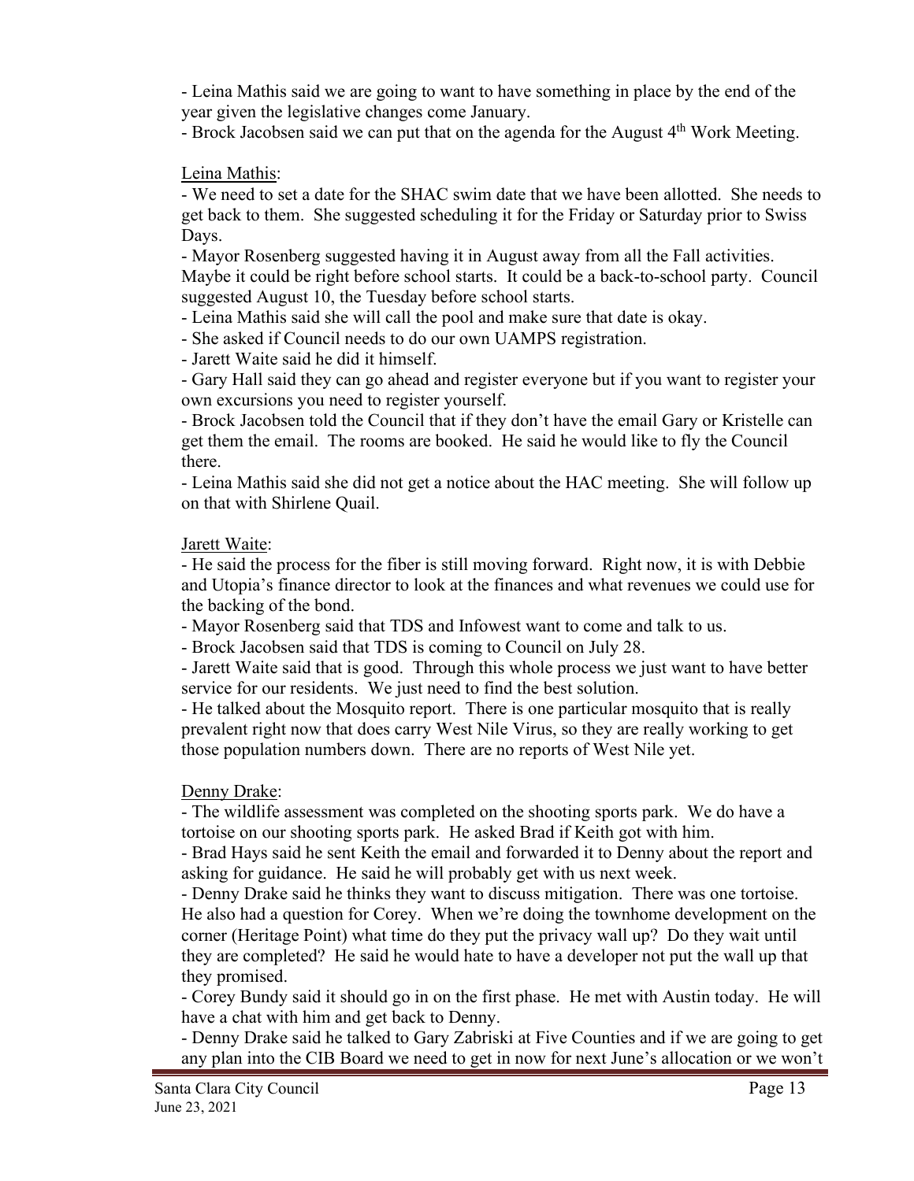- Leina Mathis said we are going to want to have something in place by the end of the year given the legislative changes come January.
- Brock Jacobsen said we can put that on the agenda for the August 4th Work Meeting.

Leina Mathis:

- We need to set a date for the SHAC swim date that we have been allotted. She needs to get back to them. She suggested scheduling it for the Friday or Saturday prior to Swiss Days.
- Mayor Rosenberg suggested having it in August away from all the Fall activities. Maybe it could be right before school starts. It could be a back-to-school party. Council suggested August 10, the Tuesday before school starts.
- Leina Mathis said she will call the pool and make sure that date is okay.
- She asked if Council needs to do our own UAMPS registration.
- Jarett Waite said he did it himself.
- Gary Hall said they can go ahead and register everyone but if you want to register your own excursions you need to register yourself.
- Brock Jacobsen told the Council that if they don't have the email Gary or Kristelle can get them the email. The rooms are booked. He said he would like to fly the Council there.
- Leina Mathis said she did not get a notice about the HAC meeting. She will follow up on that with Shirlene Quail.

Jarett Waite:

- He said the process for the fiber is still moving forward. Right now, it is with Debbie and Utopia's finance director to look at the finances and what revenues we could use for the backing of the bond.
- Mayor Rosenberg said that TDS and Infowest want to come and talk to us.
- Brock Jacobsen said that TDS is coming to Council on July 28.
- Jarett Waite said that is good. Through this whole process we just want to have better service for our residents. We just need to find the best solution.
- He talked about the Mosquito report. There is one particular mosquito that is really prevalent right now that does carry West Nile Virus, so they are really working to get those population numbers down. There are no reports of West Nile yet.

Denny Drake:

- The wildlife assessment was completed on the shooting sports park. We do have a tortoise on our shooting sports park. He asked Brad if Keith got with him.
- Brad Hays said he sent Keith the email and forwarded it to Denny about the report and asking for guidance. He said he will probably get with us next week.
- Denny Drake said he thinks they want to discuss mitigation. There was one tortoise. He also had a question for Corey. When we're doing the townhome development on the corner (Heritage Point) what time do they put the privacy wall up? Do they wait until they are completed? He said he would hate to have a developer not put the wall up that they promised.
- Corey Bundy said it should go in on the first phase. He met with Austin today. He will have a chat with him and get back to Denny.
- Denny Drake said he talked to Gary Zabriski at Five Counties and if we are going to get any plan into the CIB Board we need to get in now for next June's allocation or we won't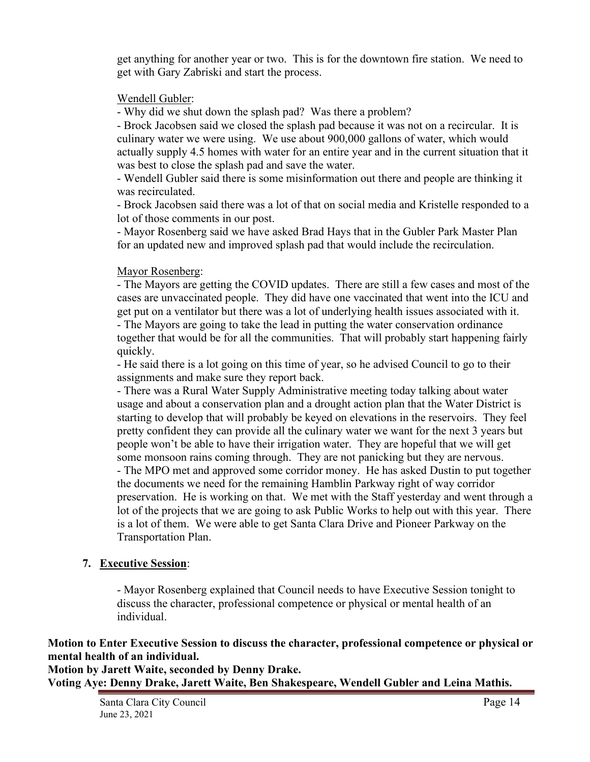get anything for another year or two. This is for the downtown fire station. We need to get with Gary Zabriski and start the process.

Wendell Gubler:

- Why did we shut down the splash pad? Was there a problem?
- Brock Jacobsen said we closed the splash pad because it was not on a recircular. It is culinary water we were using. We use about 900,000 gallons of water, which would actually supply 4.5 homes with water for an entire year and in the current situation that it was best to close the splash pad and save the water.
- Wendell Gubler said there is some misinformation out there and people are thinking it was recirculated.
- Brock Jacobsen said there was a lot of that on social media and Kristelle responded to a lot of those comments in our post.
- Mayor Rosenberg said we have asked Brad Hays that in the Gubler Park Master Plan for an updated new and improved splash pad that would include the recirculation.

Mayor Rosenberg:

- The Mayors are getting the COVID updates. There are still a few cases and most of the cases are unvaccinated people. They did have one vaccinated that went into the ICU and get put on a ventilator but there was a lot of underlying health issues associated with it.
- The Mayors are going to take the lead in putting the water conservation ordinance together that would be for all the communities. That will probably start happening fairly quickly.
- He said there is a lot going on this time of year, so he advised Council to go to their assignments and make sure they report back.
- There was a Rural Water Supply Administrative meeting today talking about water usage and about a conservation plan and a drought action plan that the Water District is starting to develop that will probably be keyed on elevations in the reservoirs. They feel pretty confident they can provide all the culinary water we want for the next 3 years but people won't be able to have their irrigation water. They are hopeful that we will get some monsoon rains coming through. They are not panicking but they are nervous.
- The MPO met and approved some corridor money. He has asked Dustin to put together the documents we need for the remaining Hamblin Parkway right of way corridor preservation. He is working on that. We met with the Staff yesterday and went through a lot of the projects that we are going to ask Public Works to help out with this year. There is a lot of them. We were able to get Santa Clara Drive and Pioneer Parkway on the Transportation Plan.

**7. Executive Session**:

- Mayor Rosenberg explained that Council needs to have Executive Session tonight to discuss the character, professional competence or physical or mental health of an individual.

**Motion to Enter Executive Session to discuss the character, professional competence or physical or mental health of an individual.**
**Motion by Jarett Waite, seconded by Denny Drake.**
**Voting Aye: Denny Drake, Jarett Waite, Ben Shakespeare, Wendell Gubler and Leina Mathis.**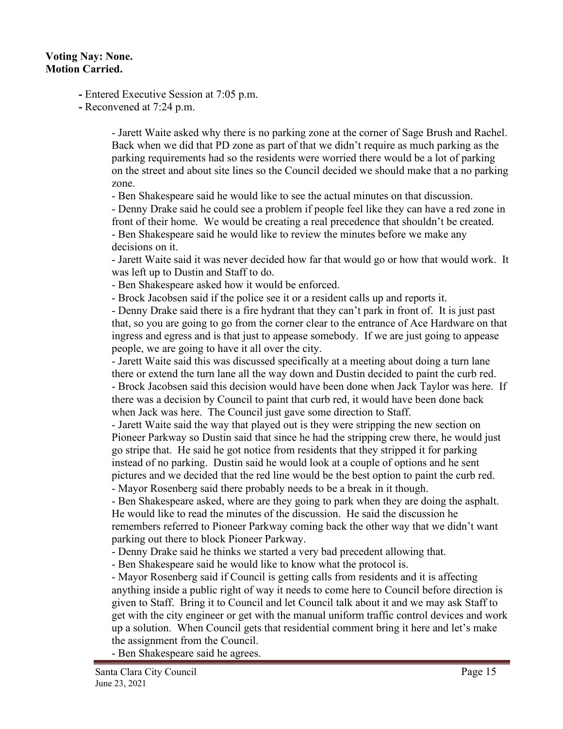**Voting Nay: None.**
**Motion Carried.**

- Entered Executive Session at 7:05 p.m.
- Reconvened at 7:24 p.m.

- Jarett Waite asked why there is no parking zone at the corner of Sage Brush and Rachel. Back when we did that PD zone as part of that we didn't require as much parking as the parking requirements had so the residents were worried there would be a lot of parking on the street and about site lines so the Council decided we should make that a no parking zone.
- Ben Shakespeare said he would like to see the actual minutes on that discussion.
- Denny Drake said he could see a problem if people feel like they can have a red zone in front of their home. We would be creating a real precedence that shouldn't be created.
- Ben Shakespeare said he would like to review the minutes before we make any decisions on it.
- Jarett Waite said it was never decided how far that would go or how that would work. It was left up to Dustin and Staff to do.
- Ben Shakespeare asked how it would be enforced.
- Brock Jacobsen said if the police see it or a resident calls up and reports it.
- Denny Drake said there is a fire hydrant that they can't park in front of. It is just past that, so you are going to go from the corner clear to the entrance of Ace Hardware on that ingress and egress and is that just to appease somebody. If we are just going to appease people, we are going to have it all over the city.
- Jarett Waite said this was discussed specifically at a meeting about doing a turn lane there or extend the turn lane all the way down and Dustin decided to paint the curb red.
- Brock Jacobsen said this decision would have been done when Jack Taylor was here. If there was a decision by Council to paint that curb red, it would have been done back when Jack was here. The Council just gave some direction to Staff.
- Jarett Waite said the way that played out is they were stripping the new section on Pioneer Parkway so Dustin said that since he had the stripping crew there, he would just go stripe that. He said he got notice from residents that they stripped it for parking instead of no parking. Dustin said he would look at a couple of options and he sent pictures and we decided that the red line would be the best option to paint the curb red.
- Mayor Rosenberg said there probably needs to be a break in it though.
- Ben Shakespeare asked, where are they going to park when they are doing the asphalt. He would like to read the minutes of the discussion. He said the discussion he remembers referred to Pioneer Parkway coming back the other way that we didn't want parking out there to block Pioneer Parkway.
- Denny Drake said he thinks we started a very bad precedent allowing that.
- Ben Shakespeare said he would like to know what the protocol is.
- Mayor Rosenberg said if Council is getting calls from residents and it is affecting anything inside a public right of way it needs to come here to Council before direction is given to Staff. Bring it to Council and let Council talk about it and we may ask Staff to get with the city engineer or get with the manual uniform traffic control devices and work up a solution. When Council gets that residential comment bring it here and let's make the assignment from the Council.
- Ben Shakespeare said he agrees.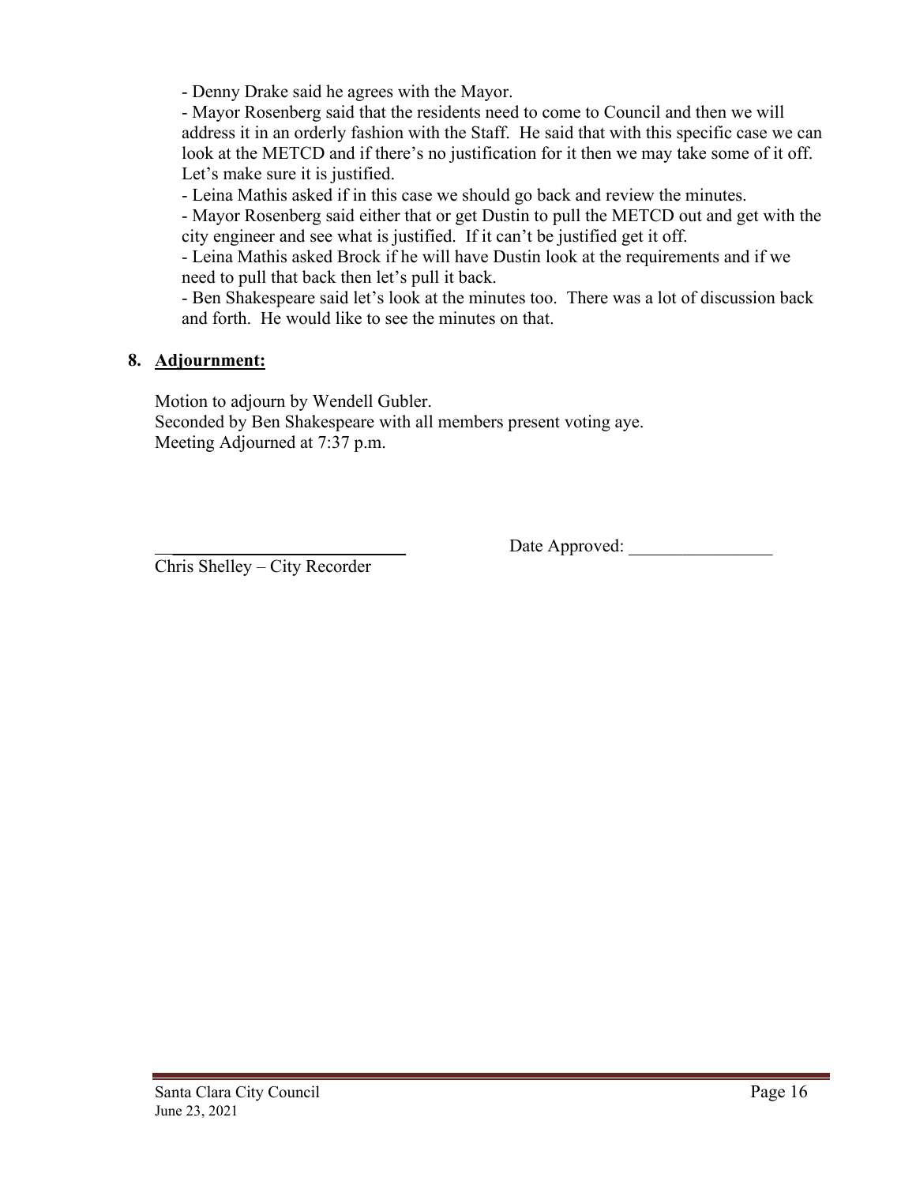- Denny Drake said he agrees with the Mayor.
- Mayor Rosenberg said that the residents need to come to Council and then we will address it in an orderly fashion with the Staff. He said that with this specific case we can look at the METCD and if there's no justification for it then we may take some of it off. Let's make sure it is justified.
- Leina Mathis asked if in this case we should go back and review the minutes.
- Mayor Rosenberg said either that or get Dustin to pull the METCD out and get with the city engineer and see what is justified. If it can't be justified get it off.
- Leina Mathis asked Brock if he will have Dustin look at the requirements and if we need to pull that back then let's pull it back.
- Ben Shakespeare said let's look at the minutes too. There was a lot of discussion back and forth. He would like to see the minutes on that.

## 8. Adjournment:

Motion to adjourn by Wendell Gubler.
Seconded by Ben Shakespeare with all members present voting aye.
Meeting Adjourned at 7:37 p.m.

______________________________ Date Approved: ________________

Chris Shelley – City Recorder